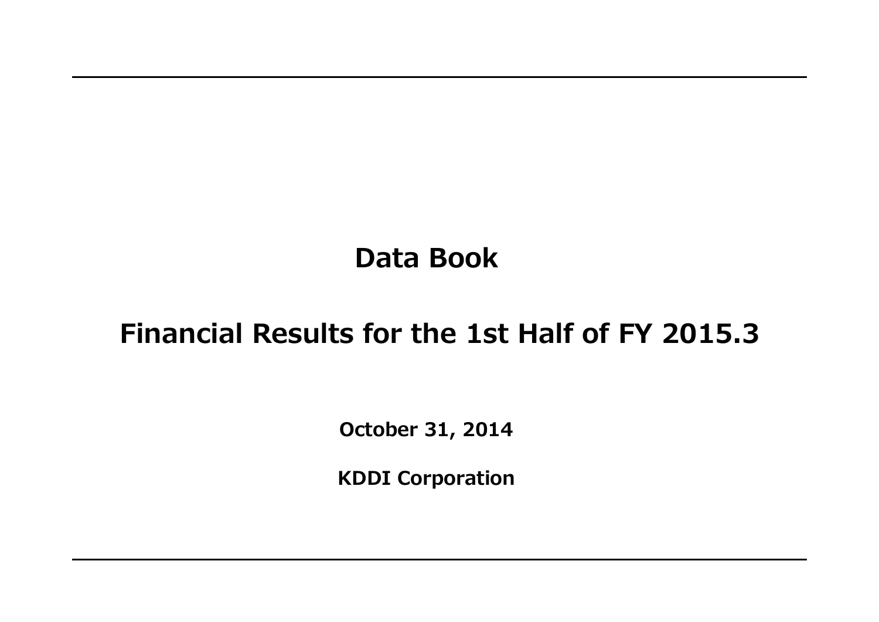# Data Book

## Financial Results for the 1st Half of FY 2015.3

**October 31, 2014**

**KDDI Corporation**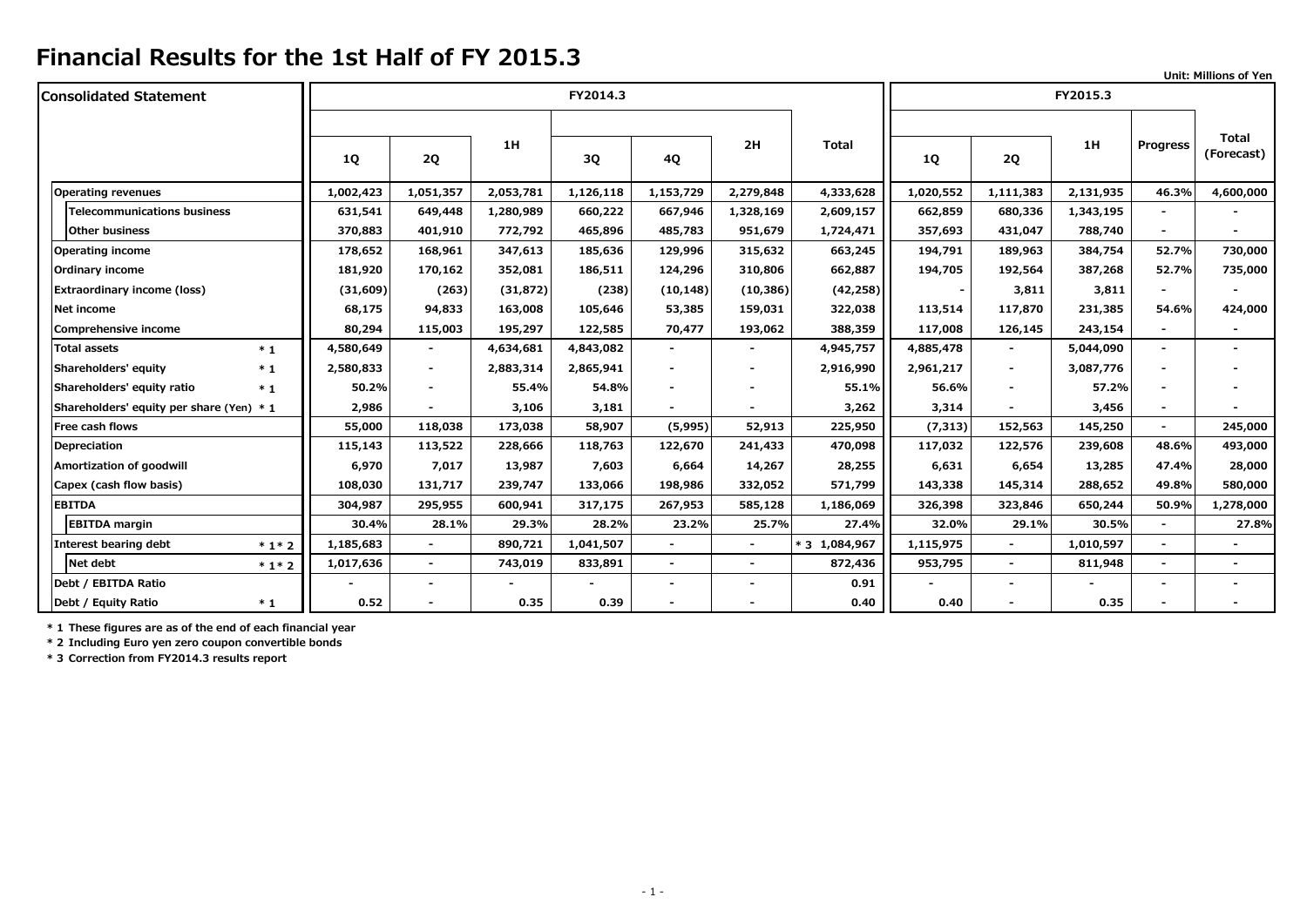# Financial Results for the 1st Half of FY 2015.3

Unit: Millions of Yen

| Consolidated Statement | | FY2014.3 | | | | | | | FY2015.3 | | | | |
|---|---|---|---|---|---|---|---|---|---|---|---|---|---|
| | | 1Q | 2Q | 1H | 3Q | 4Q | 2H | Total | 1Q | 2Q | 1H | Progress | Total (Forecast) |
| Operating revenues | | 1,002,423 | 1,051,357 | 2,053,781 | 1,126,118 | 1,153,729 | 2,279,848 | 4,333,628 | 1,020,552 | 1,111,383 | 2,131,935 | 46.3% | 4,600,000 |
| Telecommunications business | | 631,541 | 649,448 | 1,280,989 | 660,222 | 667,946 | 1,328,169 | 2,609,157 | 662,859 | 680,336 | 1,343,195 | - | - |
| Other business | | 370,883 | 401,910 | 772,792 | 465,896 | 485,783 | 951,679 | 1,724,471 | 357,693 | 431,047 | 788,740 | - | - |
| Operating income | | 178,652 | 168,961 | 347,613 | 185,636 | 129,996 | 315,632 | 663,245 | 194,791 | 189,963 | 384,754 | 52.7% | 730,000 |
| Ordinary income | | 181,920 | 170,162 | 352,081 | 186,511 | 124,296 | 310,806 | 662,887 | 194,705 | 192,564 | 387,268 | 52.7% | 735,000 |
| Extraordinary income (loss) | | (31,609) | (263) | (31,872) | (238) | (10,148) | (10,386) | (42,258) | - | 3,811 | 3,811 | - | - |
| Net income | | 68,175 | 94,833 | 163,008 | 105,646 | 53,385 | 159,031 | 322,038 | 113,514 | 117,870 | 231,385 | 54.6% | 424,000 |
| Comprehensive income | | 80,294 | 115,003 | 195,297 | 122,585 | 70,477 | 193,062 | 388,359 | 117,008 | 126,145 | 243,154 | - | - |
| Total assets | * 1 | 4,580,649 | - | 4,634,681 | 4,843,082 | - | - | 4,945,757 | 4,885,478 | - | 5,044,090 | - | - |
| Shareholders' equity | * 1 | 2,580,833 | - | 2,883,314 | 2,865,941 | - | - | 2,916,990 | 2,961,217 | - | 3,087,776 | - | - |
| Shareholders' equity ratio | * 1 | 50.2% | - | 55.4% | 54.8% | - | - | 55.1% | 56.6% | - | 57.2% | - | - |
| Shareholders' equity per share (Yen) | * 1 | 2,986 | - | 3,106 | 3,181 | - | - | 3,262 | 3,314 | - | 3,456 | - | - |
| Free cash flows | | 55,000 | 118,038 | 173,038 | 58,907 | (5,995) | 52,913 | 225,950 | (7,313) | 152,563 | 145,250 | - | 245,000 |
| Depreciation | | 115,143 | 113,522 | 228,666 | 118,763 | 122,670 | 241,433 | 470,098 | 117,032 | 122,576 | 239,608 | 48.6% | 493,000 |
| Amortization of goodwill | | 6,970 | 7,017 | 13,987 | 7,603 | 6,664 | 14,267 | 28,255 | 6,631 | 6,654 | 13,285 | 47.4% | 28,000 |
| Capex (cash flow basis) | | 108,030 | 131,717 | 239,747 | 133,066 | 198,986 | 332,052 | 571,799 | 143,338 | 145,314 | 288,652 | 49.8% | 580,000 |
| EBITDA | | 304,987 | 295,955 | 600,941 | 317,175 | 267,953 | 585,128 | 1,186,069 | 326,398 | 323,846 | 650,244 | 50.9% | 1,278,000 |
| EBITDA margin | | 30.4% | 28.1% | 29.3% | 28.2% | 23.2% | 25.7% | 27.4% | 32.0% | 29.1% | 30.5% | - | 27.8% |
| Interest bearing debt | * 1 * 2 | 1,185,683 | - | 890,721 | 1,041,507 | - | - | * 3 1,084,967 | 1,115,975 | - | 1,010,597 | - | - |
| Net debt | * 1 * 2 | 1,017,636 | - | 743,019 | 833,891 | - | - | 872,436 | 953,795 | - | 811,948 | - | - |
| Debt / EBITDA Ratio | | - | - | - | - | - | - | 0.91 | - | - | - | - | - |
| Debt / Equity Ratio | * 1 | 0.52 | - | 0.35 | 0.39 | - | - | 0.40 | 0.40 | - | 0.35 | - | - |

* 1 These figures are as of the end of each financial year
* 2 Including Euro yen zero coupon convertible bonds
* 3 Correction from FY2014.3 results report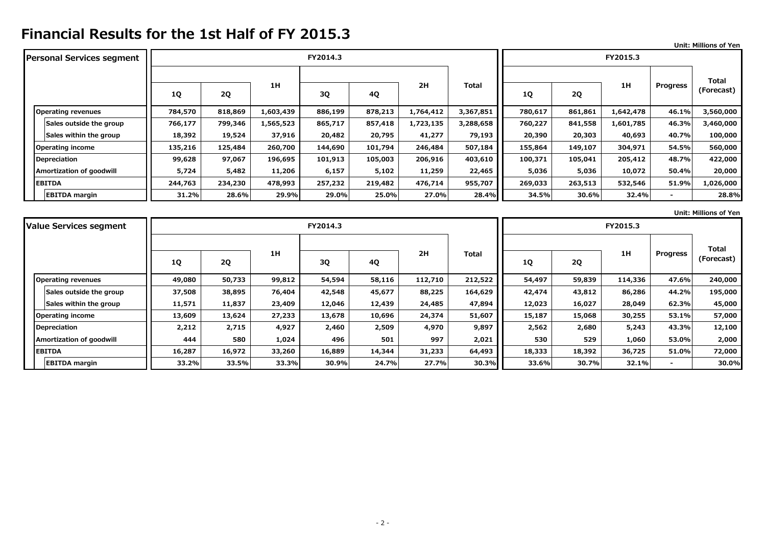# Financial Results for the 1st Half of FY 2015.3

Unit: Millions of Yen

| Personal Services segment | FY2014.3 | | | | | | | FY2015.3 | | | | |
|---|---|---|---|---|---|---|---|---|---|---|---|---|
| | 1Q | 2Q | 1H | 3Q | 4Q | 2H | Total | 1Q | 2Q | 1H | Progress | Total (Forecast) |
| Operating revenues | 784,570 | 818,869 | 1,603,439 | 886,199 | 878,213 | 1,764,412 | 3,367,851 | 780,617 | 861,861 | 1,642,478 | 46.1% | 3,560,000 |
| Sales outside the group | 766,177 | 799,346 | 1,565,523 | 865,717 | 857,418 | 1,723,135 | 3,288,658 | 760,227 | 841,558 | 1,601,785 | 46.3% | 3,460,000 |
| Sales within the group | 18,392 | 19,524 | 37,916 | 20,482 | 20,795 | 41,277 | 79,193 | 20,390 | 20,303 | 40,693 | 40.7% | 100,000 |
| Operating income | 135,216 | 125,484 | 260,700 | 144,690 | 101,794 | 246,484 | 507,184 | 155,864 | 149,107 | 304,971 | 54.5% | 560,000 |
| Depreciation | 99,628 | 97,067 | 196,695 | 101,913 | 105,003 | 206,916 | 403,610 | 100,371 | 105,041 | 205,412 | 48.7% | 422,000 |
| Amortization of goodwill | 5,724 | 5,482 | 11,206 | 6,157 | 5,102 | 11,259 | 22,465 | 5,036 | 5,036 | 10,072 | 50.4% | 20,000 |
| EBITDA | 244,763 | 234,230 | 478,993 | 257,232 | 219,482 | 476,714 | 955,707 | 269,033 | 263,513 | 532,546 | 51.9% | 1,026,000 |
| EBITDA margin | 31.2% | 28.6% | 29.9% | 29.0% | 25.0% | 27.0% | 28.4% | 34.5% | 30.6% | 32.4% | - | 28.8% |

Unit: Millions of Yen

| Value Services segment | FY2014.3 | | | | | | | FY2015.3 | | | | |
|---|---|---|---|---|---|---|---|---|---|---|---|---|
| | 1Q | 2Q | 1H | 3Q | 4Q | 2H | Total | 1Q | 2Q | 1H | Progress | Total (Forecast) |
| Operating revenues | 49,080 | 50,733 | 99,812 | 54,594 | 58,116 | 112,710 | 212,522 | 54,497 | 59,839 | 114,336 | 47.6% | 240,000 |
| Sales outside the group | 37,508 | 38,895 | 76,404 | 42,548 | 45,677 | 88,225 | 164,629 | 42,474 | 43,812 | 86,286 | 44.2% | 195,000 |
| Sales within the group | 11,571 | 11,837 | 23,409 | 12,046 | 12,439 | 24,485 | 47,894 | 12,023 | 16,027 | 28,049 | 62.3% | 45,000 |
| Operating income | 13,609 | 13,624 | 27,233 | 13,678 | 10,696 | 24,374 | 51,607 | 15,187 | 15,068 | 30,255 | 53.1% | 57,000 |
| Depreciation | 2,212 | 2,715 | 4,927 | 2,460 | 2,509 | 4,970 | 9,897 | 2,562 | 2,680 | 5,243 | 43.3% | 12,100 |
| Amortization of goodwill | 444 | 580 | 1,024 | 496 | 501 | 997 | 2,021 | 530 | 529 | 1,060 | 53.0% | 2,000 |
| EBITDA | 16,287 | 16,972 | 33,260 | 16,889 | 14,344 | 31,233 | 64,493 | 18,333 | 18,392 | 36,725 | 51.0% | 72,000 |
| EBITDA margin | 33.2% | 33.5% | 33.3% | 30.9% | 24.7% | 27.7% | 30.3% | 33.6% | 30.7% | 32.1% | - | 30.0% |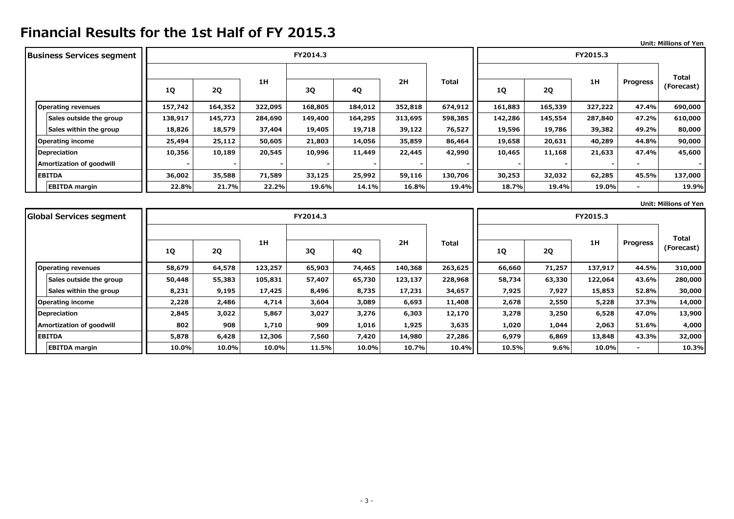# Financial Results for the 1st Half of FY 2015.3

Unit: Millions of Yen

| Business Services segment | FY2014.3 | | | | | | | FY2015.3 | | | | |
|---|---|---|---|---|---|---|---|---|---|---|---|---|
| | 1Q | 2Q | 1H | 3Q | 4Q | 2H | Total | 1Q | 2Q | 1H | Progress | Total (Forecast) |
| Operating revenues | 157,742 | 164,352 | 322,095 | 168,805 | 184,012 | 352,818 | 674,912 | 161,883 | 165,339 | 327,222 | 47.4% | 690,000 |
| Sales outside the group | 138,917 | 145,773 | 284,690 | 149,400 | 164,295 | 313,695 | 598,385 | 142,286 | 145,554 | 287,840 | 47.2% | 610,000 |
| Sales within the group | 18,826 | 18,579 | 37,404 | 19,405 | 19,718 | 39,122 | 76,527 | 19,596 | 19,786 | 39,382 | 49.2% | 80,000 |
| Operating income | 25,494 | 25,112 | 50,605 | 21,803 | 14,056 | 35,859 | 86,464 | 19,658 | 20,631 | 40,289 | 44.8% | 90,000 |
| Depreciation | 10,356 | 10,189 | 20,545 | 10,996 | 11,449 | 22,445 | 42,990 | 10,465 | 11,168 | 21,633 | 47.4% | 45,600 |
| Amortization of goodwill | - | - | - | - | - | - | - | - | - | - | - | - |
| EBITDA | 36,002 | 35,588 | 71,589 | 33,125 | 25,992 | 59,116 | 130,706 | 30,253 | 32,032 | 62,285 | 45.5% | 137,000 |
| EBITDA margin | 22.8% | 21.7% | 22.2% | 19.6% | 14.1% | 16.8% | 19.4% | 18.7% | 19.4% | 19.0% | - | 19.9% |

Unit: Millions of Yen

| Global Services segment | FY2014.3 | | | | | | | FY2015.3 | | | | |
|---|---|---|---|---|---|---|---|---|---|---|---|---|
| | 1Q | 2Q | 1H | 3Q | 4Q | 2H | Total | 1Q | 2Q | 1H | Progress | Total (Forecast) |
| Operating revenues | 58,679 | 64,578 | 123,257 | 65,903 | 74,465 | 140,368 | 263,625 | 66,660 | 71,257 | 137,917 | 44.5% | 310,000 |
| Sales outside the group | 50,448 | 55,383 | 105,831 | 57,407 | 65,730 | 123,137 | 228,968 | 58,734 | 63,330 | 122,064 | 43.6% | 280,000 |
| Sales within the group | 8,231 | 9,195 | 17,425 | 8,496 | 8,735 | 17,231 | 34,657 | 7,925 | 7,927 | 15,853 | 52.8% | 30,000 |
| Operating income | 2,228 | 2,486 | 4,714 | 3,604 | 3,089 | 6,693 | 11,408 | 2,678 | 2,550 | 5,228 | 37.3% | 14,000 |
| Depreciation | 2,845 | 3,022 | 5,867 | 3,027 | 3,276 | 6,303 | 12,170 | 3,278 | 3,250 | 6,528 | 47.0% | 13,900 |
| Amortization of goodwill | 802 | 908 | 1,710 | 909 | 1,016 | 1,925 | 3,635 | 1,020 | 1,044 | 2,063 | 51.6% | 4,000 |
| EBITDA | 5,878 | 6,428 | 12,306 | 7,560 | 7,420 | 14,980 | 27,286 | 6,979 | 6,869 | 13,848 | 43.3% | 32,000 |
| EBITDA margin | 10.0% | 10.0% | 10.0% | 11.5% | 10.0% | 10.7% | 10.4% | 10.5% | 9.6% | 10.0% | - | 10.3% |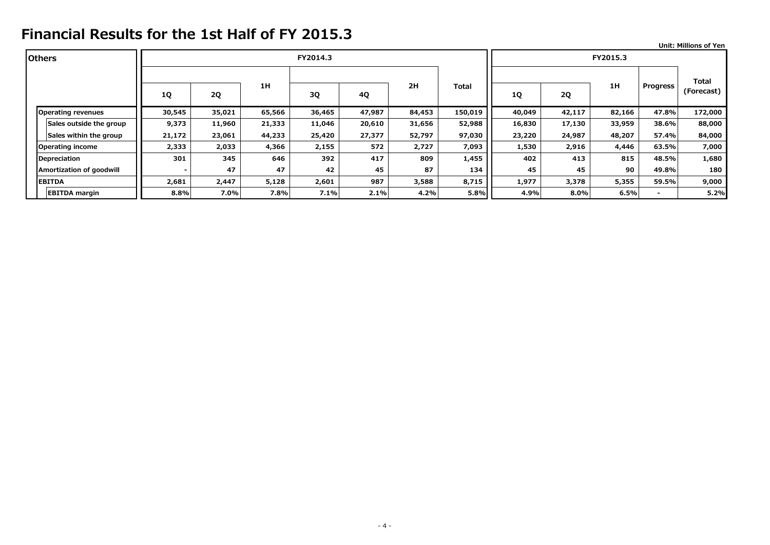# Financial Results for the 1st Half of FY 2015.3

Unit: Millions of Yen

| Others | FY2014.3 | | | | | | | FY2015.3 | | | | |
|---|---|---|---|---|---|---|---|---|---|---|---|---|
| | 1Q | 2Q | 1H | 3Q | 4Q | 2H | Total | 1Q | 2Q | 1H | Progress | Total (Forecast) |
| Operating revenues | 30,545 | 35,021 | 65,566 | 36,465 | 47,987 | 84,453 | 150,019 | 40,049 | 42,117 | 82,166 | 47.8% | 172,000 |
| Sales outside the group | 9,373 | 11,960 | 21,333 | 11,046 | 20,610 | 31,656 | 52,988 | 16,830 | 17,130 | 33,959 | 38.6% | 88,000 |
| Sales within the group | 21,172 | 23,061 | 44,233 | 25,420 | 27,377 | 52,797 | 97,030 | 23,220 | 24,987 | 48,207 | 57.4% | 84,000 |
| Operating income | 2,333 | 2,033 | 4,366 | 2,155 | 572 | 2,727 | 7,093 | 1,530 | 2,916 | 4,446 | 63.5% | 7,000 |
| Depreciation | 301 | 345 | 646 | 392 | 417 | 809 | 1,455 | 402 | 413 | 815 | 48.5% | 1,680 |
| Amortization of goodwill | - | 47 | 47 | 42 | 45 | 87 | 134 | 45 | 45 | 90 | 49.8% | 180 |
| EBITDA | 2,681 | 2,447 | 5,128 | 2,601 | 987 | 3,588 | 8,715 | 1,977 | 3,378 | 5,355 | 59.5% | 9,000 |
| EBITDA margin | 8.8% | 7.0% | 7.8% | 7.1% | 2.1% | 4.2% | 5.8% | 4.9% | 8.0% | 6.5% | - | 5.2% |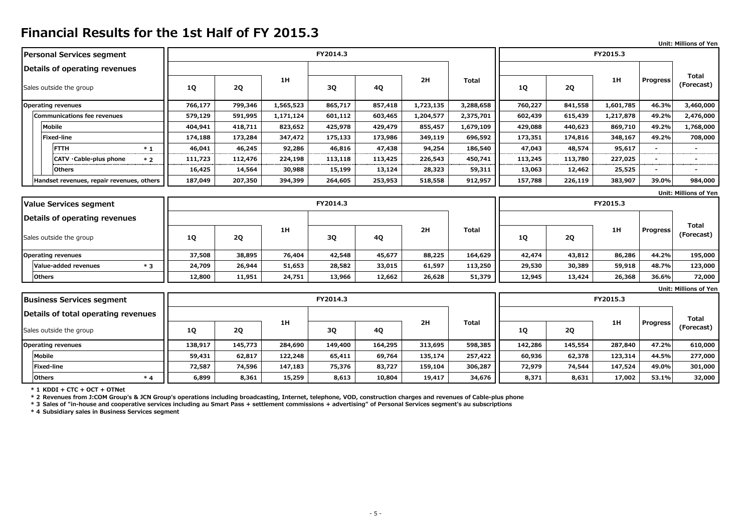# Financial Results for the 1st Half of FY 2015.3

Unit: Millions of Yen

| Personal Services segment<br>Details of operating revenues<br>Sales outside the group | FY2014.3 | | | | | | | FY2015.3 | | | | |
|---|---|---|---|---|---|---|---|---|---|---|---|---|
| | 1Q | 2Q | 1H | 3Q | 4Q | 2H | Total | 1Q | 2Q | 1H | Progress | Total (Forecast) |
| **Operating revenues** | 766,177 | 799,346 | 1,565,523 | 865,717 | 857,418 | 1,723,135 | 3,288,658 | 760,227 | 841,558 | 1,601,785 | 46.3% | 3,460,000 |
| Communications fee revenues | 579,129 | 591,995 | 1,171,124 | 601,112 | 603,465 | 1,204,577 | 2,375,701 | 602,439 | 615,439 | 1,217,878 | 49.2% | 2,476,000 |
| Mobile | 404,941 | 418,711 | 823,652 | 425,978 | 429,479 | 855,457 | 1,679,109 | 429,088 | 440,623 | 869,710 | 49.2% | 1,768,000 |
| Fixed-line | 174,188 | 173,284 | 347,472 | 175,133 | 173,986 | 349,119 | 696,592 | 173,351 | 174,816 | 348,167 | 49.2% | 708,000 |
| FTTH *1 | 46,041 | 46,245 | 92,286 | 46,816 | 47,438 | 94,254 | 186,540 | 47,043 | 48,574 | 95,617 | - | - |
| CATV ･Cable-plus phone *2 | 111,723 | 112,476 | 224,198 | 113,118 | 113,425 | 226,543 | 450,741 | 113,245 | 113,780 | 227,025 | - | - |
| Others | 16,425 | 14,564 | 30,988 | 15,199 | 13,124 | 28,323 | 59,311 | 13,063 | 12,462 | 25,525 | - | - |
| Handset revenues, repair revenues, others | 187,049 | 207,350 | 394,399 | 264,605 | 253,953 | 518,558 | 912,957 | 157,788 | 226,119 | 383,907 | 39.0% | 984,000 |

Unit: Millions of Yen

| Value Services segment<br>Details of operating revenues<br>Sales outside the group | FY2014.3 | | | | | | | FY2015.3 | | | | |
|---|---|---|---|---|---|---|---|---|---|---|---|---|
| | 1Q | 2Q | 1H | 3Q | 4Q | 2H | Total | 1Q | 2Q | 1H | Progress | Total (Forecast) |
| **Operating revenues** | 37,508 | 38,895 | 76,404 | 42,548 | 45,677 | 88,225 | 164,629 | 42,474 | 43,812 | 86,286 | 44.2% | 195,000 |
| Value-added revenues *3 | 24,709 | 26,944 | 51,653 | 28,582 | 33,015 | 61,597 | 113,250 | 29,530 | 30,389 | 59,918 | 48.7% | 123,000 |
| Others | 12,800 | 11,951 | 24,751 | 13,966 | 12,662 | 26,628 | 51,379 | 12,945 | 13,424 | 26,368 | 36.6% | 72,000 |

Unit: Millions of Yen

| Business Services segment<br>Details of total operating revenues<br>Sales outside the group | FY2014.3 | | | | | | | FY2015.3 | | | | |
|---|---|---|---|---|---|---|---|---|---|---|---|---|
| | 1Q | 2Q | 1H | 3Q | 4Q | 2H | Total | 1Q | 2Q | 1H | Progress | Total (Forecast) |
| **Operating revenues** | 138,917 | 145,773 | 284,690 | 149,400 | 164,295 | 313,695 | 598,385 | 142,286 | 145,554 | 287,840 | 47.2% | 610,000 |
| Mobile | 59,431 | 62,817 | 122,248 | 65,411 | 69,764 | 135,174 | 257,422 | 60,936 | 62,378 | 123,314 | 44.5% | 277,000 |
| Fixed-line | 72,587 | 74,596 | 147,183 | 75,376 | 83,727 | 159,104 | 306,287 | 72,979 | 74,544 | 147,524 | 49.0% | 301,000 |
| Others *4 | 6,899 | 8,361 | 15,259 | 8,613 | 10,804 | 19,417 | 34,676 | 8,371 | 8,631 | 17,002 | 53.1% | 32,000 |

*1 KDDI + CTC + OCT + OTNet

*2 Revenues from J:COM Group's & JCN Group's operations including broadcasting, Internet, telephone, VOD, construction charges and revenues of Cable-plus phone

*3 Sales of "in-house and cooperative services including au Smart Pass + settlement commissions + advertising" of Personal Services segment's au subscriptions

*4 Subsidiary sales in Business Services segment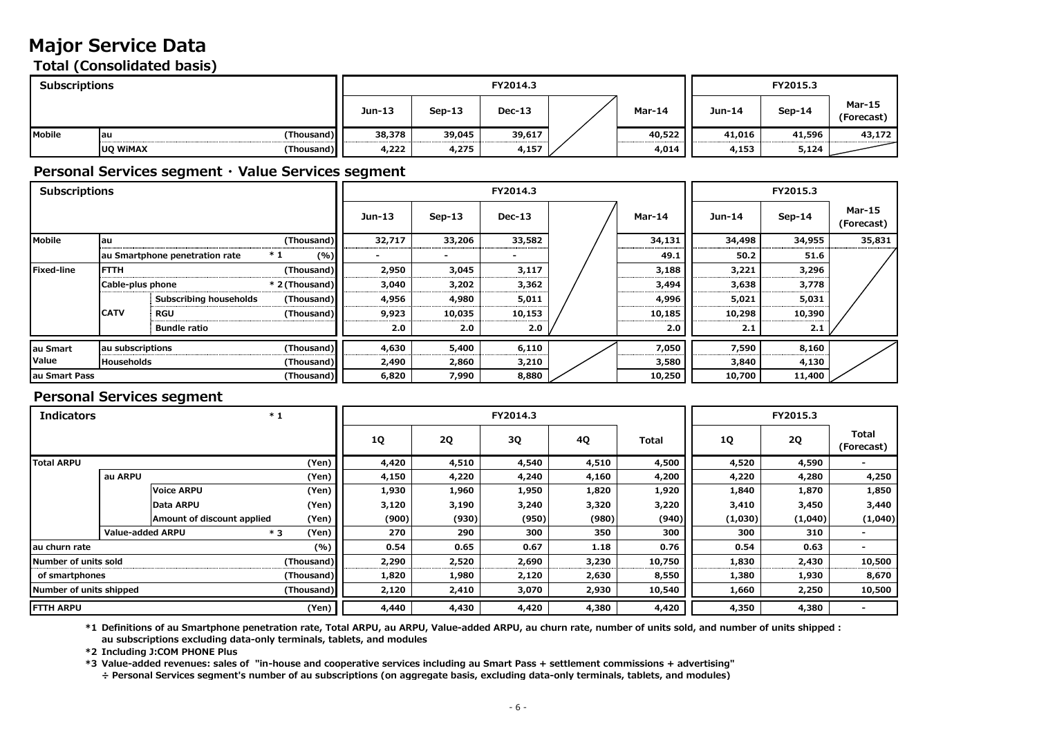# Major Service Data

## Total (Consolidated basis)

| Subscriptions | | | FY2014.3 | | | | | FY2015.3 | | |
|---|---|---|---|---|---|---|---|---|---|---|
| | | | Jun-13 | Sep-13 | Dec-13 | | Mar-14 | Jun-14 | Sep-14 | Mar-15 (Forecast) |
| Mobile | au | (Thousand) | 38,378 | 39,045 | 39,617 | | 40,522 | 41,016 | 41,596 | 43,172 |
| | UQ WiMAX | (Thousand) | 4,222 | 4,275 | 4,157 | | 4,014 | 4,153 | 5,124 | |

## Personal Services segment・Value Services segment

| Subscriptions | | | | FY2014.3 | | | | | FY2015.3 | | |
|---|---|---|---|---|---|---|---|---|---|---|---|
| | | | | Jun-13 | Sep-13 | Dec-13 | | Mar-14 | Jun-14 | Sep-14 | Mar-15 (Forecast) |
| Mobile | au | | (Thousand) | 32,717 | 33,206 | 33,582 | | 34,131 | 34,498 | 34,955 | 35,831 |
| | au Smartphone penetration rate | *1 | (%) | - | - | - | | 49.1 | 50.2 | 51.6 | |
| Fixed-line | FTTH | | (Thousand) | 2,950 | 3,045 | 3,117 | | 3,188 | 3,221 | 3,296 | |
| | Cable-plus phone | *2 | (Thousand) | 3,040 | 3,202 | 3,362 | | 3,494 | 3,638 | 3,778 | |
| | CATV | Subscribing households | (Thousand) | 4,956 | 4,980 | 5,011 | | 4,996 | 5,021 | 5,031 | |
| | | RGU | (Thousand) | 9,923 | 10,035 | 10,153 | | 10,185 | 10,298 | 10,390 | |
| | | Bundle ratio | | 2.0 | 2.0 | 2.0 | | 2.0 | 2.1 | 2.1 | |
| au Smart Value | au subscriptions | | (Thousand) | 4,630 | 5,400 | 6,110 | | 7,050 | 7,590 | 8,160 | |
| | Households | | (Thousand) | 2,490 | 2,860 | 3,210 | | 3,580 | 3,840 | 4,130 | |
| au Smart Pass | | | (Thousand) | 6,820 | 7,990 | 8,880 | | 10,250 | 10,700 | 11,400 | |

## Personal Services segment

| Indicators *1 | | | | FY2014.3 | | | | | FY2015.3 | | |
|---|---|---|---|---|---|---|---|---|---|---|---|
| | | | | 1Q | 2Q | 3Q | 4Q | Total | 1Q | 2Q | Total (Forecast) |
| Total ARPU | | | (Yen) | 4,420 | 4,510 | 4,540 | 4,510 | 4,500 | 4,520 | 4,590 | - |
| | au ARPU | | (Yen) | 4,150 | 4,220 | 4,240 | 4,160 | 4,200 | 4,220 | 4,280 | 4,250 |
| | | Voice ARPU | (Yen) | 1,930 | 1,960 | 1,950 | 1,820 | 1,920 | 1,840 | 1,870 | 1,850 |
| | | Data ARPU | (Yen) | 3,120 | 3,190 | 3,240 | 3,320 | 3,220 | 3,410 | 3,450 | 3,440 |
| | | Amount of discount applied | (Yen) | (900) | (930) | (950) | (980) | (940) | (1,030) | (1,040) | (1,040) |
| | Value-added ARPU | *3 | (Yen) | 270 | 290 | 300 | 350 | 300 | 300 | 310 | - |
| au churn rate | | | (%) | 0.54 | 0.65 | 0.67 | 1.18 | 0.76 | 0.54 | 0.63 | - |
| Number of units sold | | | (Thousand) | 2,290 | 2,520 | 2,690 | 3,230 | 10,750 | 1,830 | 2,430 | 10,500 |
| of smartphones | | | (Thousand) | 1,820 | 1,980 | 2,120 | 2,630 | 8,550 | 1,380 | 1,930 | 8,670 |
| Number of units shipped | | | (Thousand) | 2,120 | 2,410 | 3,070 | 2,930 | 10,540 | 1,660 | 2,250 | 10,500 |
| FTTH ARPU | | | (Yen) | 4,440 | 4,430 | 4,420 | 4,380 | 4,420 | 4,350 | 4,380 | - |

*1 Definitions of au Smartphone penetration rate, Total ARPU, au ARPU, Value-added ARPU, au churn rate, number of units sold, and number of units shipped : au subscriptions excluding data-only terminals, tablets, and modules

*2 Including J:COM PHONE Plus

*3 Value-added revenues: sales of "in-house and cooperative services including au Smart Pass + settlement commissions + advertising" ÷ Personal Services segment's number of au subscriptions (on aggregate basis, excluding data-only terminals, tablets, and modules)